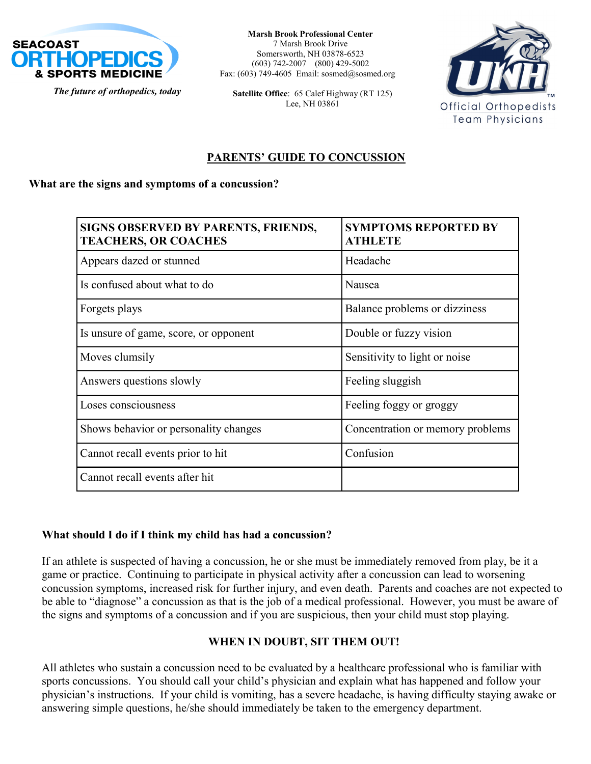SEACOAST ORTHOPEDICS & SPORTS MEDICINE

*The future of orthopedics, today*

**Marsh Brook Professional Center**
7 Marsh Brook Drive
Somersworth, NH 03878-6523
(603) 742-2007 (800) 429-5002
Fax: (603) 749-4605 Email: sosmed@sosmed.org

**Satellite Office**: 65 Calef Highway (RT 125)
Lee, NH 03861

UNH™
Official Orthopedists
Team Physicians

# PARENTS' GUIDE TO CONCUSSION

**What are the signs and symptoms of a concussion?**

| SIGNS OBSERVED BY PARENTS, FRIENDS, TEACHERS, OR COACHES | SYMPTOMS REPORTED BY ATHLETE |
|---|---|
| Appears dazed or stunned | Headache |
| Is confused about what to do | Nausea |
| Forgets plays | Balance problems or dizziness |
| Is unsure of game, score, or opponent | Double or fuzzy vision |
| Moves clumsily | Sensitivity to light or noise |
| Answers questions slowly | Feeling sluggish |
| Loses consciousness | Feeling foggy or groggy |
| Shows behavior or personality changes | Concentration or memory problems |
| Cannot recall events prior to hit | Confusion |
| Cannot recall events after hit | |

**What should I do if I think my child has had a concussion?**

If an athlete is suspected of having a concussion, he or she must be immediately removed from play, be it a game or practice. Continuing to participate in physical activity after a concussion can lead to worsening concussion symptoms, increased risk for further injury, and even death. Parents and coaches are not expected to be able to "diagnose" a concussion as that is the job of a medical professional. However, you must be aware of the signs and symptoms of a concussion and if you are suspicious, then your child must stop playing.

**WHEN IN DOUBT, SIT THEM OUT!**

All athletes who sustain a concussion need to be evaluated by a healthcare professional who is familiar with sports concussions. You should call your child's physician and explain what has happened and follow your physician's instructions. If your child is vomiting, has a severe headache, is having difficulty staying awake or answering simple questions, he/she should immediately be taken to the emergency department.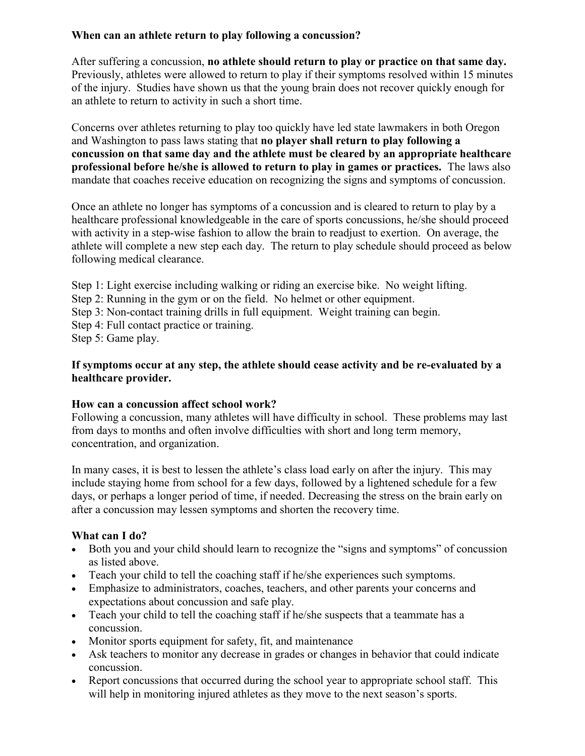### When can an athlete return to play following a concussion?

After suffering a concussion, **no athlete should return to play or practice on that same day.** Previously, athletes were allowed to return to play if their symptoms resolved within 15 minutes of the injury. Studies have shown us that the young brain does not recover quickly enough for an athlete to return to activity in such a short time.

Concerns over athletes returning to play too quickly have led state lawmakers in both Oregon and Washington to pass laws stating that **no player shall return to play following a concussion on that same day and the athlete must be cleared by an appropriate healthcare professional before he/she is allowed to return to play in games or practices.** The laws also mandate that coaches receive education on recognizing the signs and symptoms of concussion.

Once an athlete no longer has symptoms of a concussion and is cleared to return to play by a healthcare professional knowledgeable in the care of sports concussions, he/she should proceed with activity in a step-wise fashion to allow the brain to readjust to exertion. On average, the athlete will complete a new step each day. The return to play schedule should proceed as below following medical clearance.

Step 1: Light exercise including walking or riding an exercise bike. No weight lifting.
Step 2: Running in the gym or on the field. No helmet or other equipment.
Step 3: Non-contact training drills in full equipment. Weight training can begin.
Step 4: Full contact practice or training.
Step 5: Game play.

**If symptoms occur at any step, the athlete should cease activity and be re-evaluated by a healthcare provider.**

### How can a concussion affect school work?

Following a concussion, many athletes will have difficulty in school. These problems may last from days to months and often involve difficulties with short and long term memory, concentration, and organization.

In many cases, it is best to lessen the athlete's class load early on after the injury. This may include staying home from school for a few days, followed by a lightened schedule for a few days, or perhaps a longer period of time, if needed. Decreasing the stress on the brain early on after a concussion may lessen symptoms and shorten the recovery time.

### What can I do?

- Both you and your child should learn to recognize the "signs and symptoms" of concussion as listed above.
- Teach your child to tell the coaching staff if he/she experiences such symptoms.
- Emphasize to administrators, coaches, teachers, and other parents your concerns and expectations about concussion and safe play.
- Teach your child to tell the coaching staff if he/she suspects that a teammate has a concussion.
- Monitor sports equipment for safety, fit, and maintenance
- Ask teachers to monitor any decrease in grades or changes in behavior that could indicate concussion.
- Report concussions that occurred during the school year to appropriate school staff. This will help in monitoring injured athletes as they move to the next season's sports.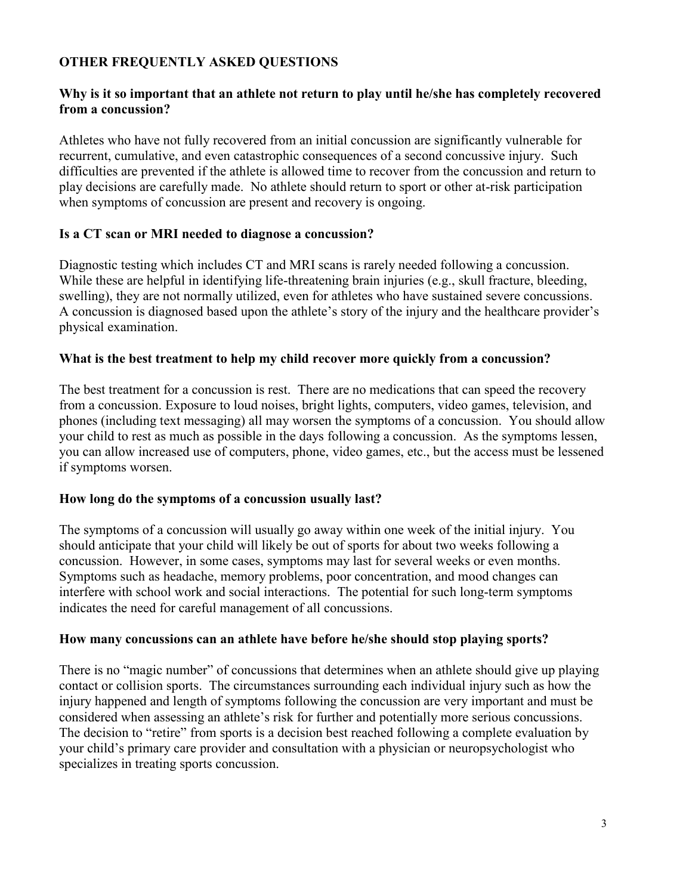## OTHER FREQUENTLY ASKED QUESTIONS

### Why is it so important that an athlete not return to play until he/she has completely recovered from a concussion?

Athletes who have not fully recovered from an initial concussion are significantly vulnerable for recurrent, cumulative, and even catastrophic consequences of a second concussive injury. Such difficulties are prevented if the athlete is allowed time to recover from the concussion and return to play decisions are carefully made. No athlete should return to sport or other at-risk participation when symptoms of concussion are present and recovery is ongoing.

### Is a CT scan or MRI needed to diagnose a concussion?

Diagnostic testing which includes CT and MRI scans is rarely needed following a concussion. While these are helpful in identifying life-threatening brain injuries (e.g., skull fracture, bleeding, swelling), they are not normally utilized, even for athletes who have sustained severe concussions. A concussion is diagnosed based upon the athlete's story of the injury and the healthcare provider's physical examination.

### What is the best treatment to help my child recover more quickly from a concussion?

The best treatment for a concussion is rest. There are no medications that can speed the recovery from a concussion. Exposure to loud noises, bright lights, computers, video games, television, and phones (including text messaging) all may worsen the symptoms of a concussion. You should allow your child to rest as much as possible in the days following a concussion. As the symptoms lessen, you can allow increased use of computers, phone, video games, etc., but the access must be lessened if symptoms worsen.

### How long do the symptoms of a concussion usually last?

The symptoms of a concussion will usually go away within one week of the initial injury. You should anticipate that your child will likely be out of sports for about two weeks following a concussion. However, in some cases, symptoms may last for several weeks or even months. Symptoms such as headache, memory problems, poor concentration, and mood changes can interfere with school work and social interactions. The potential for such long-term symptoms indicates the need for careful management of all concussions.

### How many concussions can an athlete have before he/she should stop playing sports?

There is no "magic number" of concussions that determines when an athlete should give up playing contact or collision sports. The circumstances surrounding each individual injury such as how the injury happened and length of symptoms following the concussion are very important and must be considered when assessing an athlete's risk for further and potentially more serious concussions. The decision to "retire" from sports is a decision best reached following a complete evaluation by your child's primary care provider and consultation with a physician or neuropsychologist who specializes in treating sports concussion.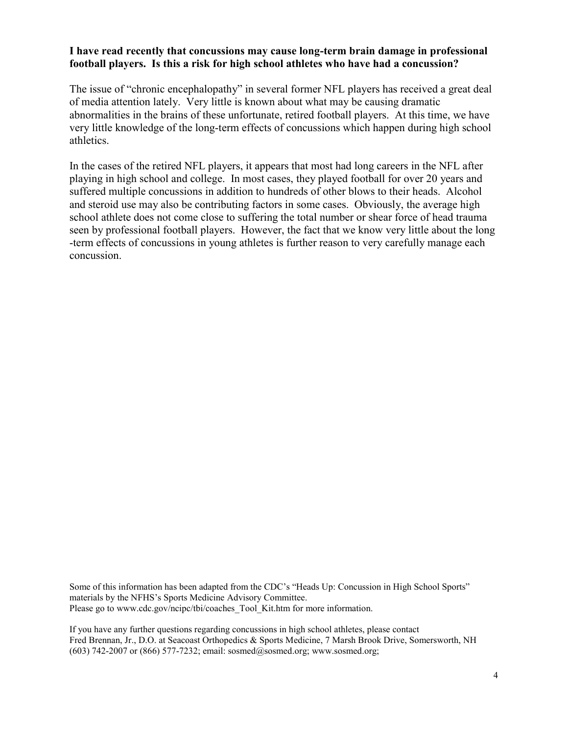**I have read recently that concussions may cause long-term brain damage in professional football players. Is this a risk for high school athletes who have had a concussion?**

The issue of "chronic encephalopathy" in several former NFL players has received a great deal of media attention lately. Very little is known about what may be causing dramatic abnormalities in the brains of these unfortunate, retired football players. At this time, we have very little knowledge of the long-term effects of concussions which happen during high school athletics.

In the cases of the retired NFL players, it appears that most had long careers in the NFL after playing in high school and college. In most cases, they played football for over 20 years and suffered multiple concussions in addition to hundreds of other blows to their heads. Alcohol and steroid use may also be contributing factors in some cases. Obviously, the average high school athlete does not come close to suffering the total number or shear force of head trauma seen by professional football players. However, the fact that we know very little about the long -term effects of concussions in young athletes is further reason to very carefully manage each concussion.

Some of this information has been adapted from the CDC's "Heads Up: Concussion in High School Sports" materials by the NFHS's Sports Medicine Advisory Committee.
Please go to www.cdc.gov/ncipc/tbi/coaches_Tool_Kit.htm for more information.

If you have any further questions regarding concussions in high school athletes, please contact
Fred Brennan, Jr., D.O. at Seacoast Orthopedics & Sports Medicine, 7 Marsh Brook Drive, Somersworth, NH
(603) 742-2007 or (866) 577-7232; email: sosmed@sosmed.org; www.sosmed.org;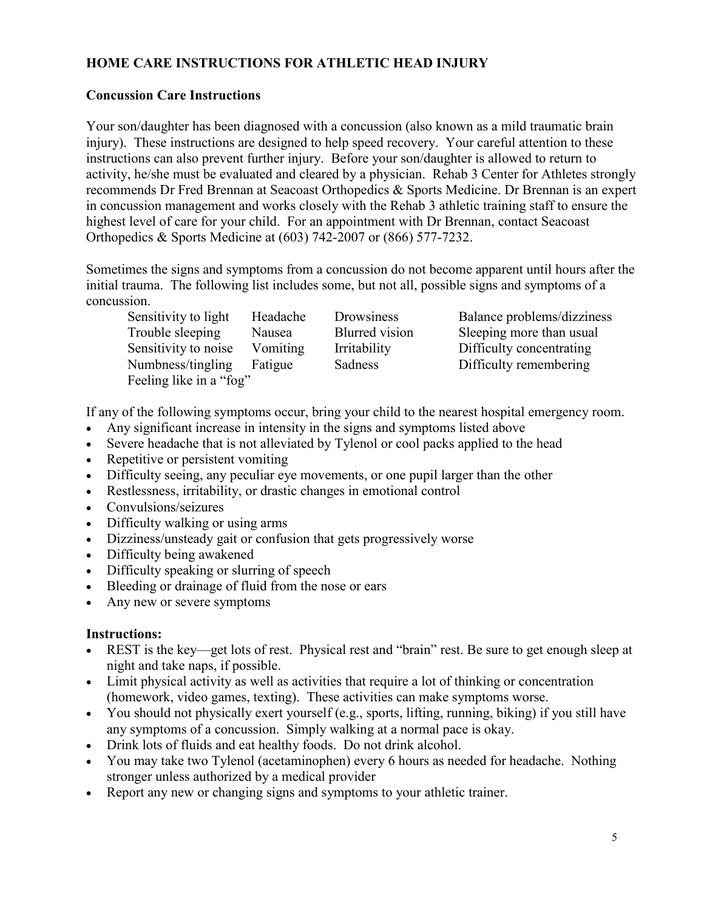## HOME CARE INSTRUCTIONS FOR ATHLETIC HEAD INJURY

### Concussion Care Instructions

Your son/daughter has been diagnosed with a concussion (also known as a mild traumatic brain injury). These instructions are designed to help speed recovery. Your careful attention to these instructions can also prevent further injury. Before your son/daughter is allowed to return to activity, he/she must be evaluated and cleared by a physician. Rehab 3 Center for Athletes strongly recommends Dr Fred Brennan at Seacoast Orthopedics & Sports Medicine. Dr Brennan is an expert in concussion management and works closely with the Rehab 3 athletic training staff to ensure the highest level of care for your child. For an appointment with Dr Brennan, contact Seacoast Orthopedics & Sports Medicine at (603) 742-2007 or (866) 577-7232.

Sometimes the signs and symptoms from a concussion do not become apparent until hours after the initial trauma. The following list includes some, but not all, possible signs and symptoms of a concussion.

| | | | |
|---|---|---|---|
| Sensitivity to light | Headache | Drowsiness | Balance problems/dizziness |
| Trouble sleeping | Nausea | Blurred vision | Sleeping more than usual |
| Sensitivity to noise | Vomiting | Irritability | Difficulty concentrating |
| Numbness/tingling | Fatigue | Sadness | Difficulty remembering |
| Feeling like in a "fog" | | | |

If any of the following symptoms occur, bring your child to the nearest hospital emergency room.

- Any significant increase in intensity in the signs and symptoms listed above
- Severe headache that is not alleviated by Tylenol or cool packs applied to the head
- Repetitive or persistent vomiting
- Difficulty seeing, any peculiar eye movements, or one pupil larger than the other
- Restlessness, irritability, or drastic changes in emotional control
- Convulsions/seizures
- Difficulty walking or using arms
- Dizziness/unsteady gait or confusion that gets progressively worse
- Difficulty being awakened
- Difficulty speaking or slurring of speech
- Bleeding or drainage of fluid from the nose or ears
- Any new or severe symptoms

### Instructions:

- REST is the key—get lots of rest. Physical rest and "brain" rest. Be sure to get enough sleep at night and take naps, if possible.
- Limit physical activity as well as activities that require a lot of thinking or concentration (homework, video games, texting). These activities can make symptoms worse.
- You should not physically exert yourself (e.g., sports, lifting, running, biking) if you still have any symptoms of a concussion. Simply walking at a normal pace is okay.
- Drink lots of fluids and eat healthy foods. Do not drink alcohol.
- You may take two Tylenol (acetaminophen) every 6 hours as needed for headache. Nothing stronger unless authorized by a medical provider
- Report any new or changing signs and symptoms to your athletic trainer.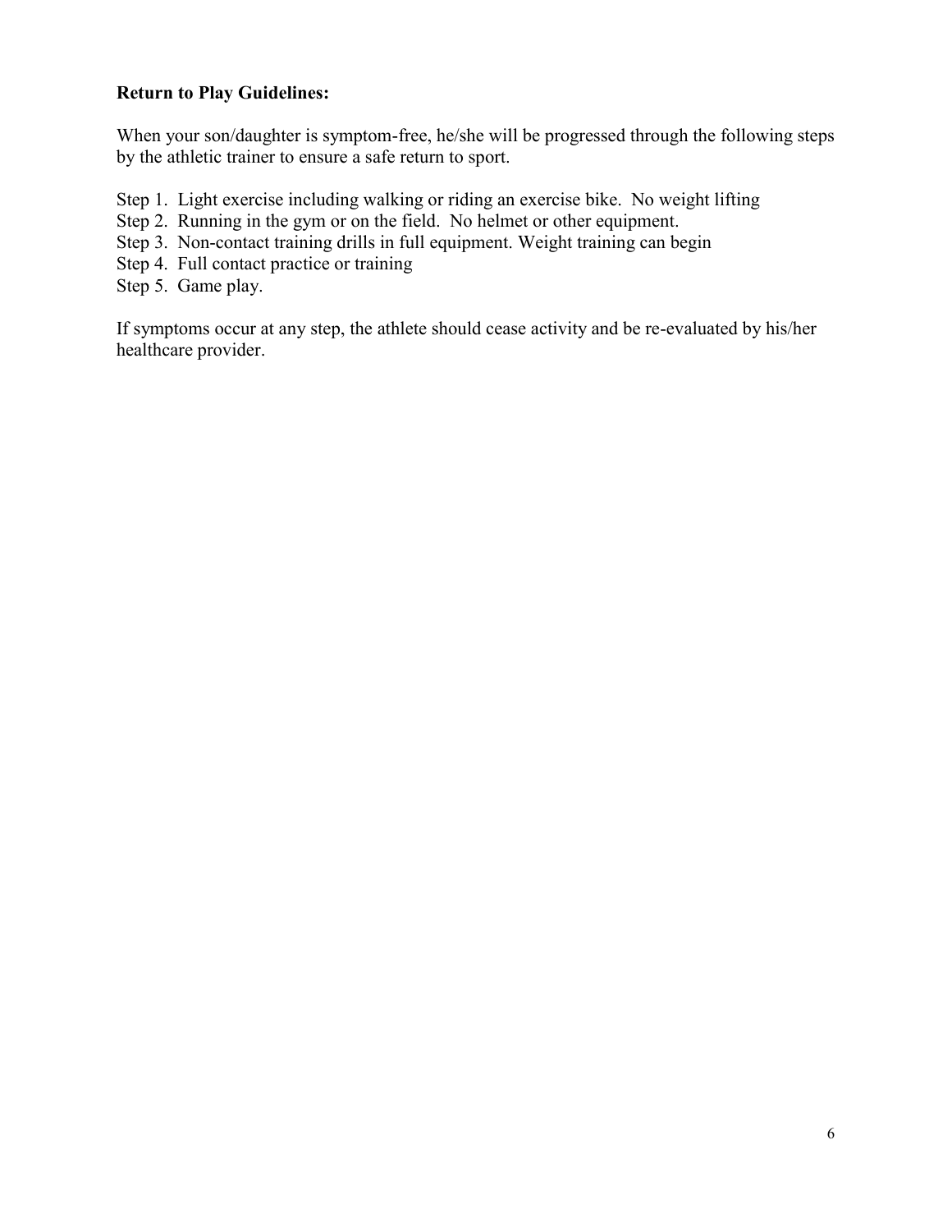**Return to Play Guidelines:**

When your son/daughter is symptom-free, he/she will be progressed through the following steps by the athletic trainer to ensure a safe return to sport.

Step 1. Light exercise including walking or riding an exercise bike. No weight lifting
Step 2. Running in the gym or on the field. No helmet or other equipment.
Step 3. Non-contact training drills in full equipment. Weight training can begin
Step 4. Full contact practice or training
Step 5. Game play.

If symptoms occur at any step, the athlete should cease activity and be re-evaluated by his/her healthcare provider.